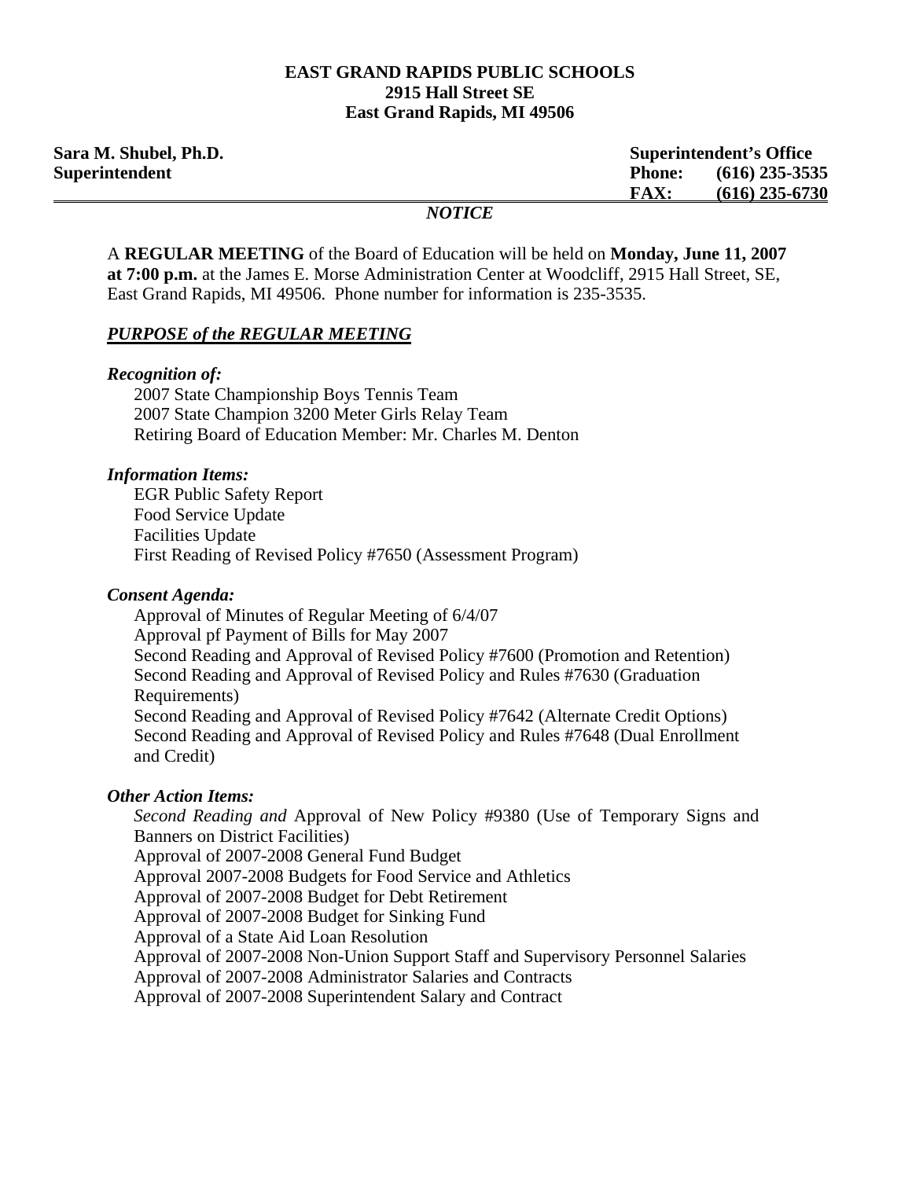**EAST GRAND RAPIDS PUBLIC SCHOOLS**
**2915 Hall Street SE**
**East Grand Rapids, MI 49506**

**Sara M. Shubel, Ph.D.**
**Superintendent**

**Superintendent's Office**
**Phone: (616) 235-3535**
**FAX: (616) 235-6730**

***NOTICE***

A **REGULAR MEETING** of the Board of Education will be held on **Monday, June 11, 2007 at 7:00 p.m.** at the James E. Morse Administration Center at Woodcliff, 2915 Hall Street, SE, East Grand Rapids, MI 49506. Phone number for information is 235-3535.

***PURPOSE of the REGULAR MEETING***

***Recognition of:***

2007 State Championship Boys Tennis Team
2007 State Champion 3200 Meter Girls Relay Team
Retiring Board of Education Member: Mr. Charles M. Denton

***Information Items:***

EGR Public Safety Report
Food Service Update
Facilities Update
First Reading of Revised Policy #7650 (Assessment Program)

***Consent Agenda:***

Approval of Minutes of Regular Meeting of 6/4/07
Approval pf Payment of Bills for May 2007
Second Reading and Approval of Revised Policy #7600 (Promotion and Retention)
Second Reading and Approval of Revised Policy and Rules #7630 (Graduation Requirements)
Second Reading and Approval of Revised Policy #7642 (Alternate Credit Options)
Second Reading and Approval of Revised Policy and Rules #7648 (Dual Enrollment and Credit)

***Other Action Items:***

*Second Reading and* Approval of New Policy #9380 (Use of Temporary Signs and Banners on District Facilities)
Approval of 2007-2008 General Fund Budget
Approval 2007-2008 Budgets for Food Service and Athletics
Approval of 2007-2008 Budget for Debt Retirement
Approval of 2007-2008 Budget for Sinking Fund
Approval of a State Aid Loan Resolution
Approval of 2007-2008 Non-Union Support Staff and Supervisory Personnel Salaries
Approval of 2007-2008 Administrator Salaries and Contracts
Approval of 2007-2008 Superintendent Salary and Contract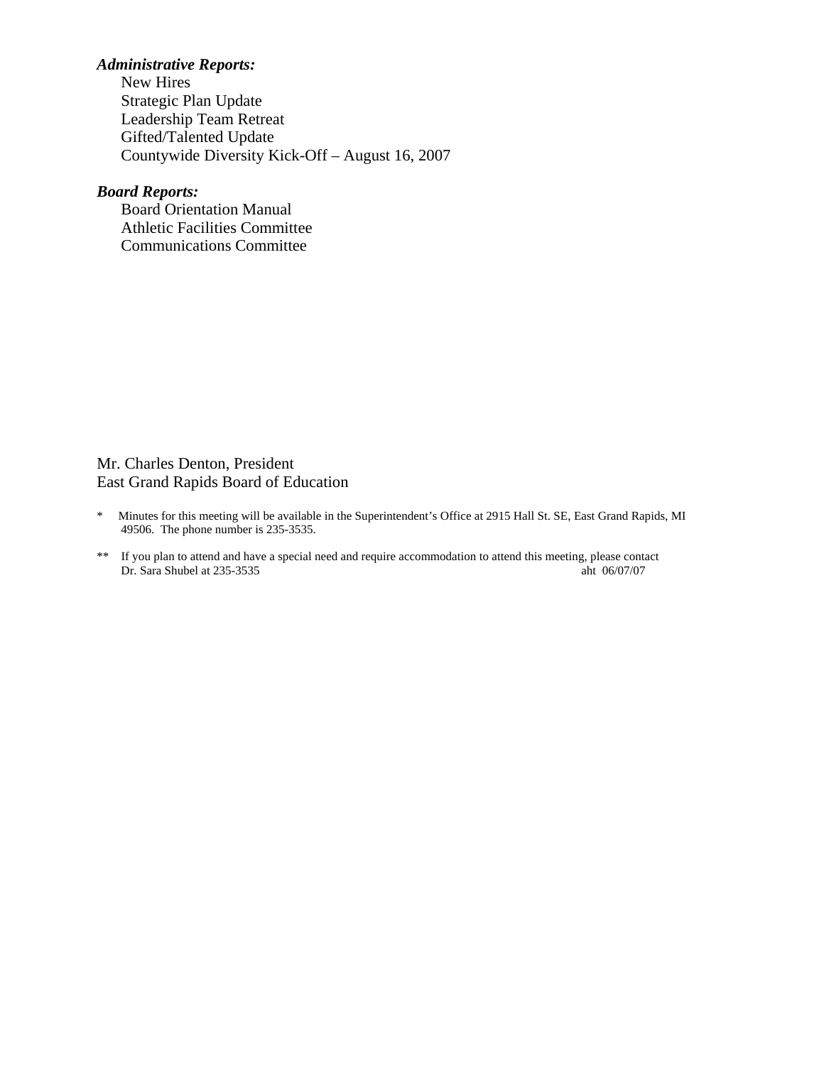***Administrative Reports:***

New Hires
Strategic Plan Update
Leadership Team Retreat
Gifted/Talented Update
Countywide Diversity Kick-Off – August 16, 2007

***Board Reports:***

Board Orientation Manual
Athletic Facilities Committee
Communications Committee

Mr. Charles Denton, President
East Grand Rapids Board of Education

\* Minutes for this meeting will be available in the Superintendent's Office at 2915 Hall St. SE, East Grand Rapids, MI 49506. The phone number is 235-3535.

\*\* If you plan to attend and have a special need and require accommodation to attend this meeting, please contact Dr. Sara Shubel at 235-3535

aht 06/07/07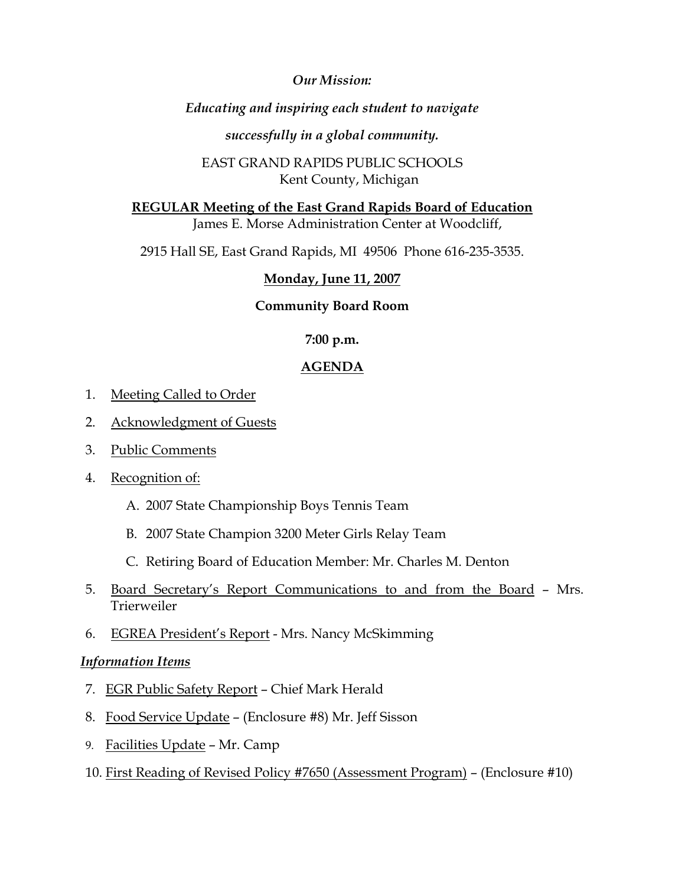*Our Mission:*

*Educating and inspiring each student to navigate*

*successfully in a global community.*

EAST GRAND RAPIDS PUBLIC SCHOOLS
Kent County, Michigan

**REGULAR Meeting of the East Grand Rapids Board of Education**
James E. Morse Administration Center at Woodcliff,

2915 Hall SE, East Grand Rapids, MI 49506 Phone 616-235-3535.

**Monday, June 11, 2007**

**Community Board Room**

**7:00 p.m.**

## AGENDA

1. Meeting Called to Order
2. Acknowledgment of Guests
3. Public Comments
4. Recognition of:
   A. 2007 State Championship Boys Tennis Team
   B. 2007 State Champion 3200 Meter Girls Relay Team
   C. Retiring Board of Education Member: Mr. Charles M. Denton
5. Board Secretary's Report Communications to and from the Board – Mrs. Trierweiler
6. EGREA President's Report - Mrs. Nancy McSkimming

***Information Items***

7. EGR Public Safety Report – Chief Mark Herald
8. Food Service Update – (Enclosure #8) Mr. Jeff Sisson
9. Facilities Update – Mr. Camp
10. First Reading of Revised Policy #7650 (Assessment Program) – (Enclosure #10)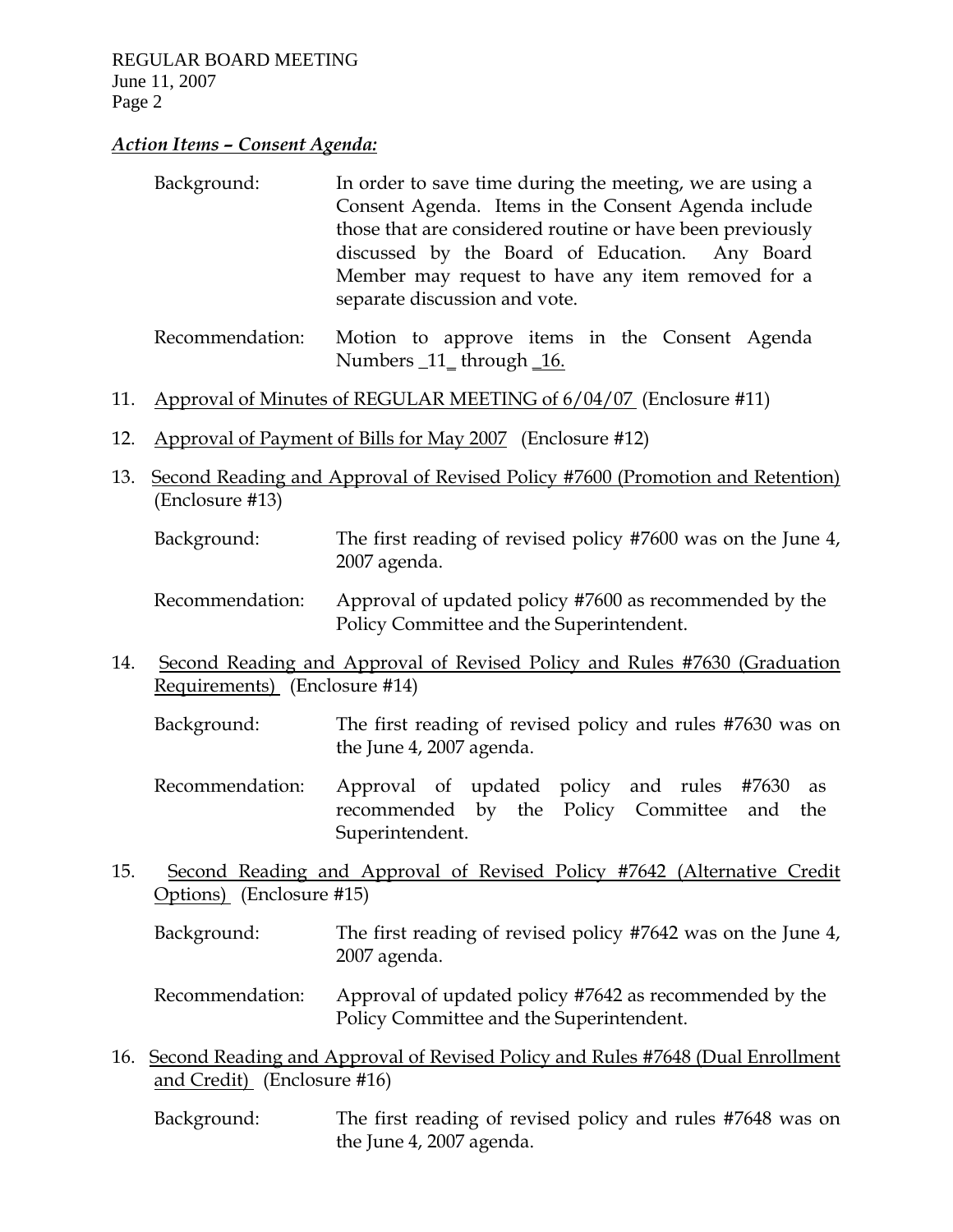***Action Items – Consent Agenda:***

Background: In order to save time during the meeting, we are using a Consent Agenda. Items in the Consent Agenda include those that are considered routine or have been previously discussed by the Board of Education. Any Board Member may request to have any item removed for a separate discussion and vote.

Recommendation: Motion to approve items in the Consent Agenda Numbers _11_ through _16.

11. Approval of Minutes of REGULAR MEETING of 6/04/07 (Enclosure #11)

12. Approval of Payment of Bills for May 2007 (Enclosure #12)

13. Second Reading and Approval of Revised Policy #7600 (Promotion and Retention) (Enclosure #13)

    Background: The first reading of revised policy #7600 was on the June 4, 2007 agenda.

    Recommendation: Approval of updated policy #7600 as recommended by the Policy Committee and the Superintendent.

14. Second Reading and Approval of Revised Policy and Rules #7630 (Graduation Requirements) (Enclosure #14)

    Background: The first reading of revised policy and rules #7630 was on the June 4, 2007 agenda.

    Recommendation: Approval of updated policy and rules #7630 as recommended by the Policy Committee and the Superintendent.

15. Second Reading and Approval of Revised Policy #7642 (Alternative Credit Options) (Enclosure #15)

    Background: The first reading of revised policy #7642 was on the June 4, 2007 agenda.

    Recommendation: Approval of updated policy #7642 as recommended by the Policy Committee and the Superintendent.

16. Second Reading and Approval of Revised Policy and Rules #7648 (Dual Enrollment and Credit) (Enclosure #16)

    Background: The first reading of revised policy and rules #7648 was on the June 4, 2007 agenda.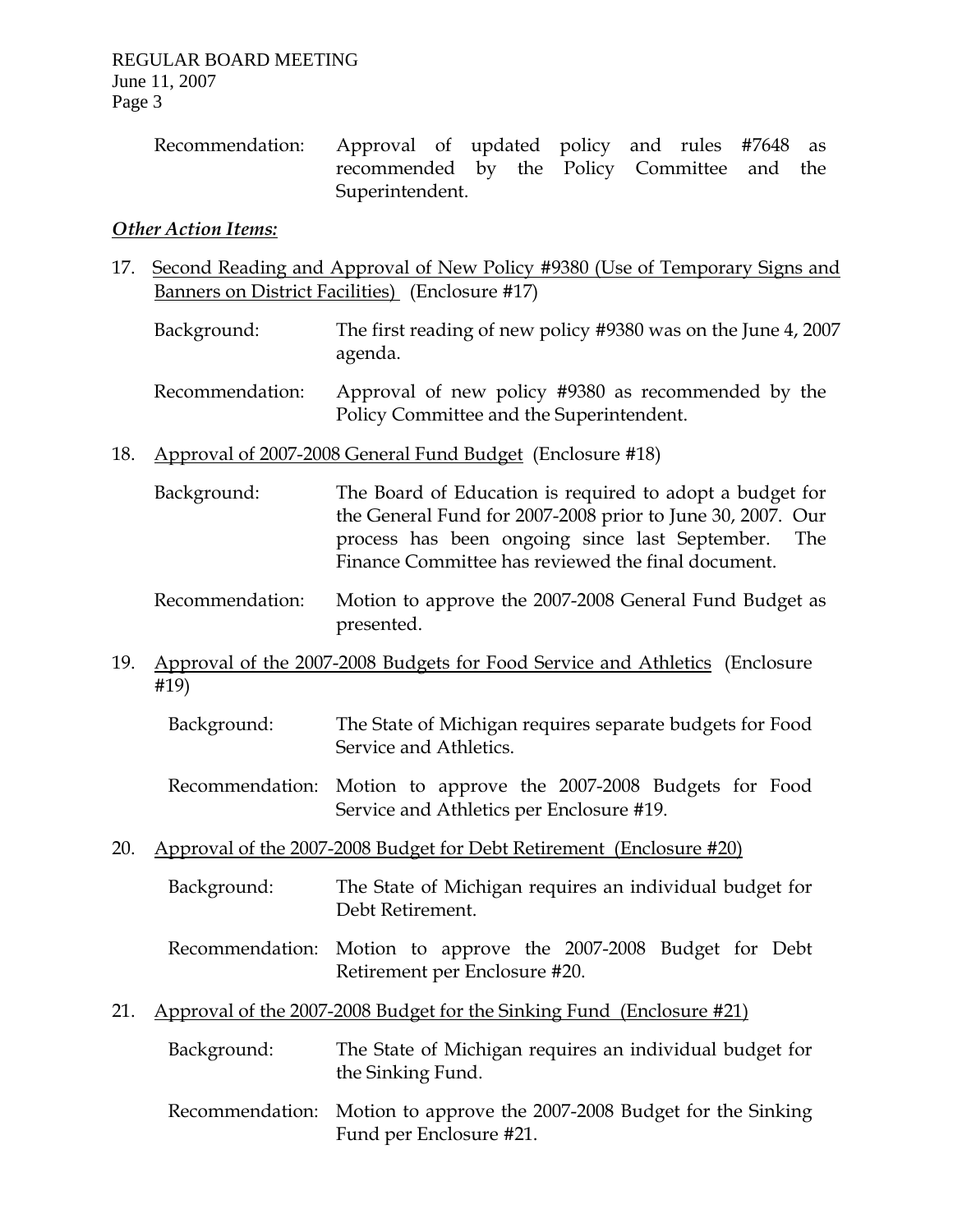Recommendation: Approval of updated policy and rules #7648 as recommended by the Policy Committee and the Superintendent.

***Other Action Items:***

17. Second Reading and Approval of New Policy #9380 (Use of Temporary Signs and Banners on District Facilities) (Enclosure #17)

    Background: The first reading of new policy #9380 was on the June 4, 2007 agenda.

    Recommendation: Approval of new policy #9380 as recommended by the Policy Committee and the Superintendent.

18. Approval of 2007-2008 General Fund Budget (Enclosure #18)

    Background: The Board of Education is required to adopt a budget for the General Fund for 2007-2008 prior to June 30, 2007. Our process has been ongoing since last September. The Finance Committee has reviewed the final document.

    Recommendation: Motion to approve the 2007-2008 General Fund Budget as presented.

19. Approval of the 2007-2008 Budgets for Food Service and Athletics (Enclosure #19)

    Background: The State of Michigan requires separate budgets for Food Service and Athletics.

    Recommendation: Motion to approve the 2007-2008 Budgets for Food Service and Athletics per Enclosure #19.

20. Approval of the 2007-2008 Budget for Debt Retirement (Enclosure #20)

    Background: The State of Michigan requires an individual budget for Debt Retirement.

    Recommendation: Motion to approve the 2007-2008 Budget for Debt Retirement per Enclosure #20.

21. Approval of the 2007-2008 Budget for the Sinking Fund (Enclosure #21)

    Background: The State of Michigan requires an individual budget for the Sinking Fund.

    Recommendation: Motion to approve the 2007-2008 Budget for the Sinking Fund per Enclosure #21.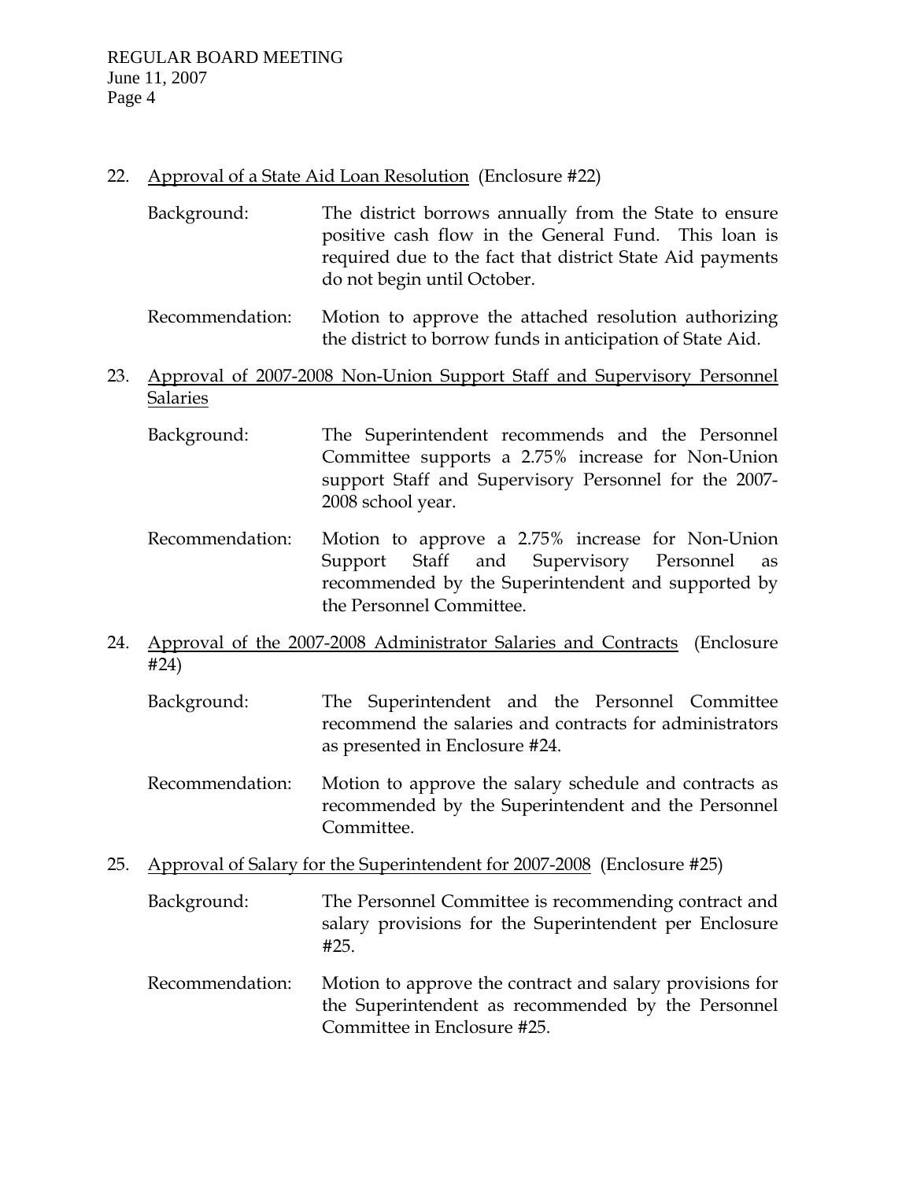22. Approval of a State Aid Loan Resolution (Enclosure #22)

    Background: The district borrows annually from the State to ensure positive cash flow in the General Fund. This loan is required due to the fact that district State Aid payments do not begin until October.

    Recommendation: Motion to approve the attached resolution authorizing the district to borrow funds in anticipation of State Aid.

23. Approval of 2007-2008 Non-Union Support Staff and Supervisory Personnel Salaries

    Background: The Superintendent recommends and the Personnel Committee supports a 2.75% increase for Non-Union support Staff and Supervisory Personnel for the 2007-2008 school year.

    Recommendation: Motion to approve a 2.75% increase for Non-Union Support Staff and Supervisory Personnel as recommended by the Superintendent and supported by the Personnel Committee.

24. Approval of the 2007-2008 Administrator Salaries and Contracts (Enclosure #24)

    Background: The Superintendent and the Personnel Committee recommend the salaries and contracts for administrators as presented in Enclosure #24.

    Recommendation: Motion to approve the salary schedule and contracts as recommended by the Superintendent and the Personnel Committee.

25. Approval of Salary for the Superintendent for 2007-2008 (Enclosure #25)

    Background: The Personnel Committee is recommending contract and salary provisions for the Superintendent per Enclosure #25.

    Recommendation: Motion to approve the contract and salary provisions for the Superintendent as recommended by the Personnel Committee in Enclosure #25.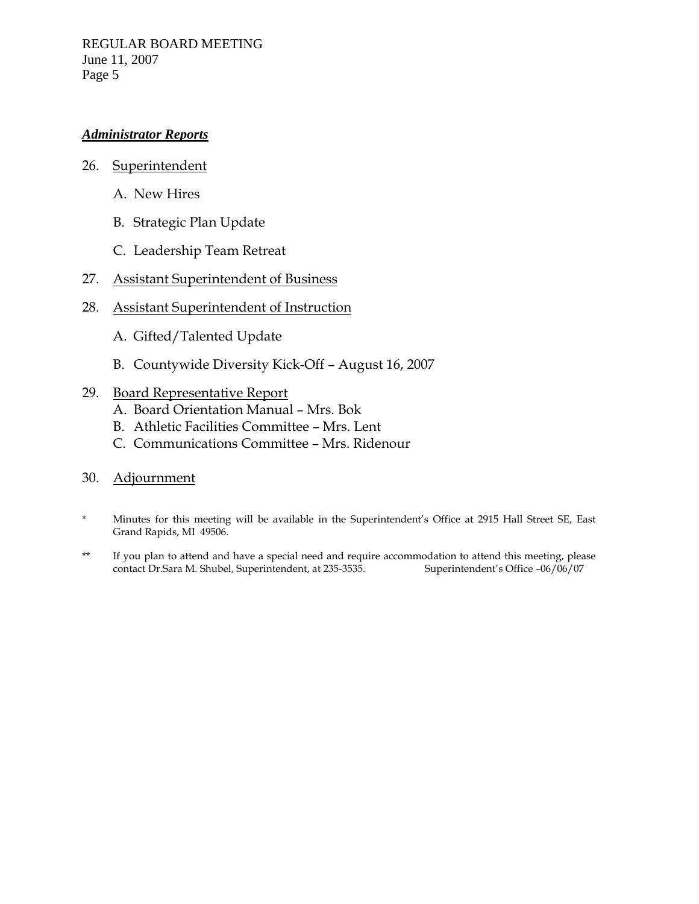### ***Administrator Reports***

26. Superintendent

    A. New Hires

    B. Strategic Plan Update

    C. Leadership Team Retreat

27. Assistant Superintendent of Business

28. Assistant Superintendent of Instruction

    A. Gifted/Talented Update

    B. Countywide Diversity Kick-Off – August 16, 2007

29. Board Representative Report
    A. Board Orientation Manual – Mrs. Bok
    B. Athletic Facilities Committee – Mrs. Lent
    C. Communications Committee – Mrs. Ridenour

30. Adjournment

\* Minutes for this meeting will be available in the Superintendent's Office at 2915 Hall Street SE, East Grand Rapids, MI 49506.

\*\* If you plan to attend and have a special need and require accommodation to attend this meeting, please contact Dr.Sara M. Shubel, Superintendent, at 235-3535. Superintendent's Office –06/06/07